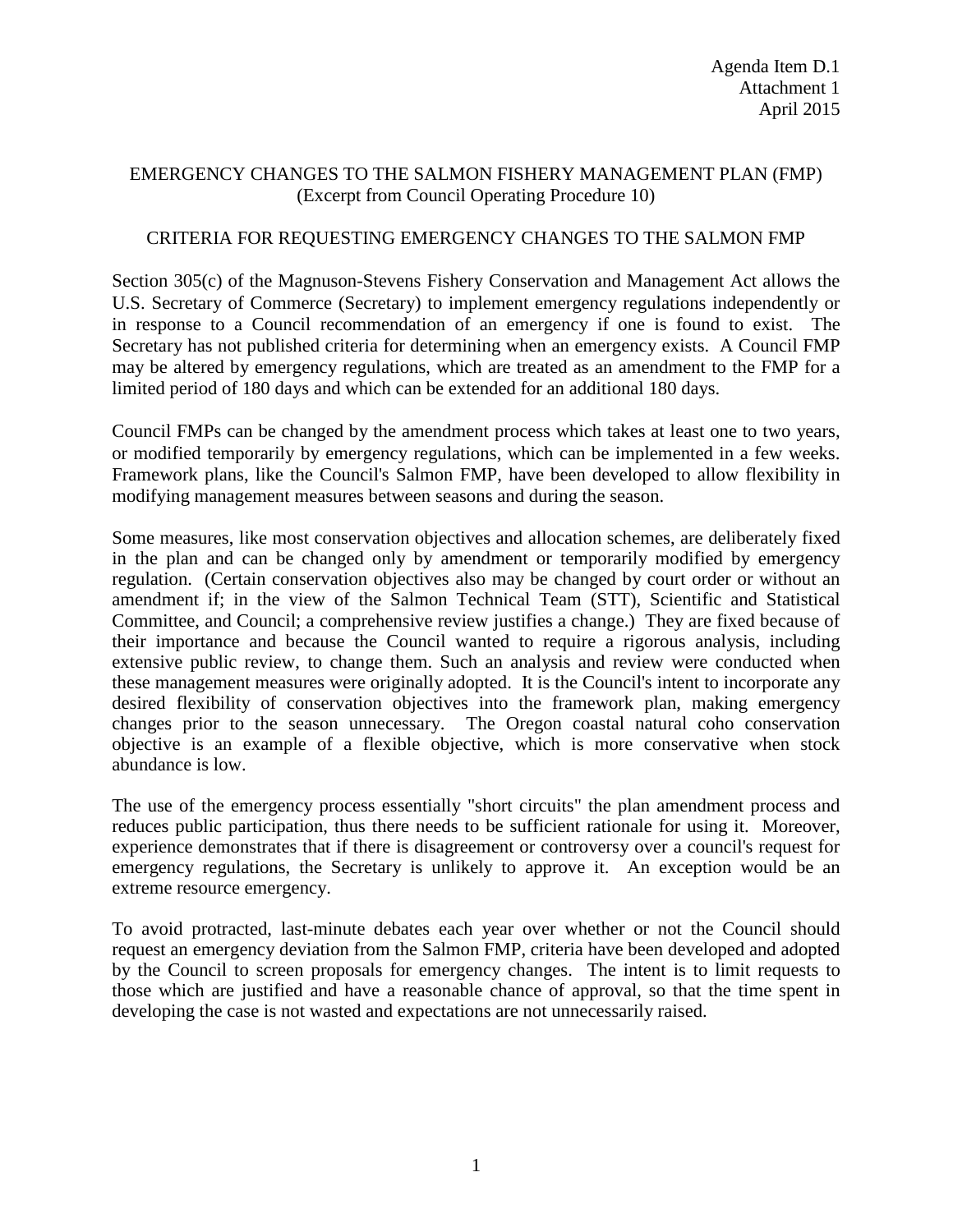Agenda Item D.1
Attachment 1
April 2015

# EMERGENCY CHANGES TO THE SALMON FISHERY MANAGEMENT PLAN (FMP)
(Excerpt from Council Operating Procedure 10)

## CRITERIA FOR REQUESTING EMERGENCY CHANGES TO THE SALMON FMP

Section 305(c) of the Magnuson-Stevens Fishery Conservation and Management Act allows the U.S. Secretary of Commerce (Secretary) to implement emergency regulations independently or in response to a Council recommendation of an emergency if one is found to exist. The Secretary has not published criteria for determining when an emergency exists. A Council FMP may be altered by emergency regulations, which are treated as an amendment to the FMP for a limited period of 180 days and which can be extended for an additional 180 days.

Council FMPs can be changed by the amendment process which takes at least one to two years, or modified temporarily by emergency regulations, which can be implemented in a few weeks. Framework plans, like the Council's Salmon FMP, have been developed to allow flexibility in modifying management measures between seasons and during the season.

Some measures, like most conservation objectives and allocation schemes, are deliberately fixed in the plan and can be changed only by amendment or temporarily modified by emergency regulation. (Certain conservation objectives also may be changed by court order or without an amendment if; in the view of the Salmon Technical Team (STT), Scientific and Statistical Committee, and Council; a comprehensive review justifies a change.) They are fixed because of their importance and because the Council wanted to require a rigorous analysis, including extensive public review, to change them. Such an analysis and review were conducted when these management measures were originally adopted. It is the Council's intent to incorporate any desired flexibility of conservation objectives into the framework plan, making emergency changes prior to the season unnecessary. The Oregon coastal natural coho conservation objective is an example of a flexible objective, which is more conservative when stock abundance is low.

The use of the emergency process essentially "short circuits" the plan amendment process and reduces public participation, thus there needs to be sufficient rationale for using it. Moreover, experience demonstrates that if there is disagreement or controversy over a council's request for emergency regulations, the Secretary is unlikely to approve it. An exception would be an extreme resource emergency.

To avoid protracted, last-minute debates each year over whether or not the Council should request an emergency deviation from the Salmon FMP, criteria have been developed and adopted by the Council to screen proposals for emergency changes. The intent is to limit requests to those which are justified and have a reasonable chance of approval, so that the time spent in developing the case is not wasted and expectations are not unnecessarily raised.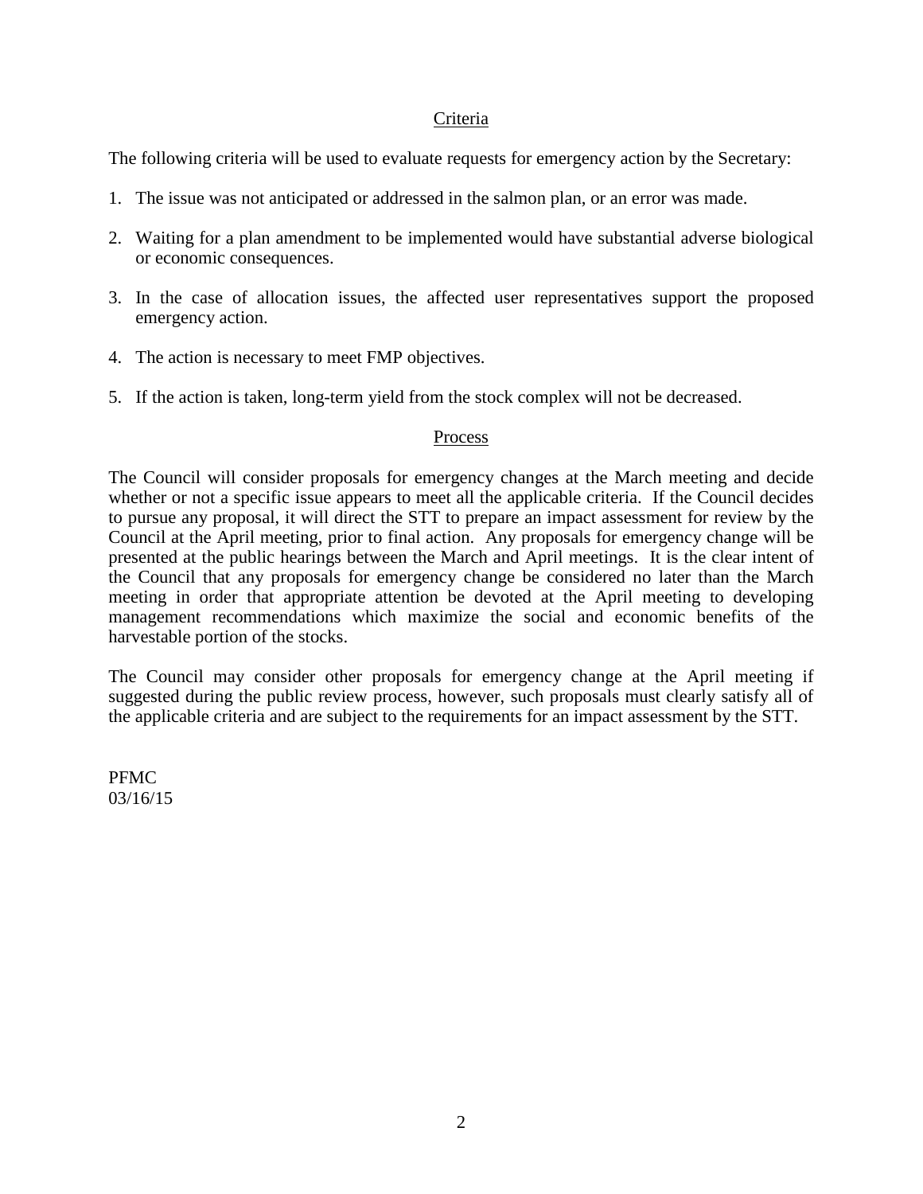## Criteria

The following criteria will be used to evaluate requests for emergency action by the Secretary:

1. The issue was not anticipated or addressed in the salmon plan, or an error was made.
2. Waiting for a plan amendment to be implemented would have substantial adverse biological or economic consequences.
3. In the case of allocation issues, the affected user representatives support the proposed emergency action.
4. The action is necessary to meet FMP objectives.
5. If the action is taken, long-term yield from the stock complex will not be decreased.

## Process

The Council will consider proposals for emergency changes at the March meeting and decide whether or not a specific issue appears to meet all the applicable criteria. If the Council decides to pursue any proposal, it will direct the STT to prepare an impact assessment for review by the Council at the April meeting, prior to final action. Any proposals for emergency change will be presented at the public hearings between the March and April meetings. It is the clear intent of the Council that any proposals for emergency change be considered no later than the March meeting in order that appropriate attention be devoted at the April meeting to developing management recommendations which maximize the social and economic benefits of the harvestable portion of the stocks.

The Council may consider other proposals for emergency change at the April meeting if suggested during the public review process, however, such proposals must clearly satisfy all of the applicable criteria and are subject to the requirements for an impact assessment by the STT.

PFMC
03/16/15